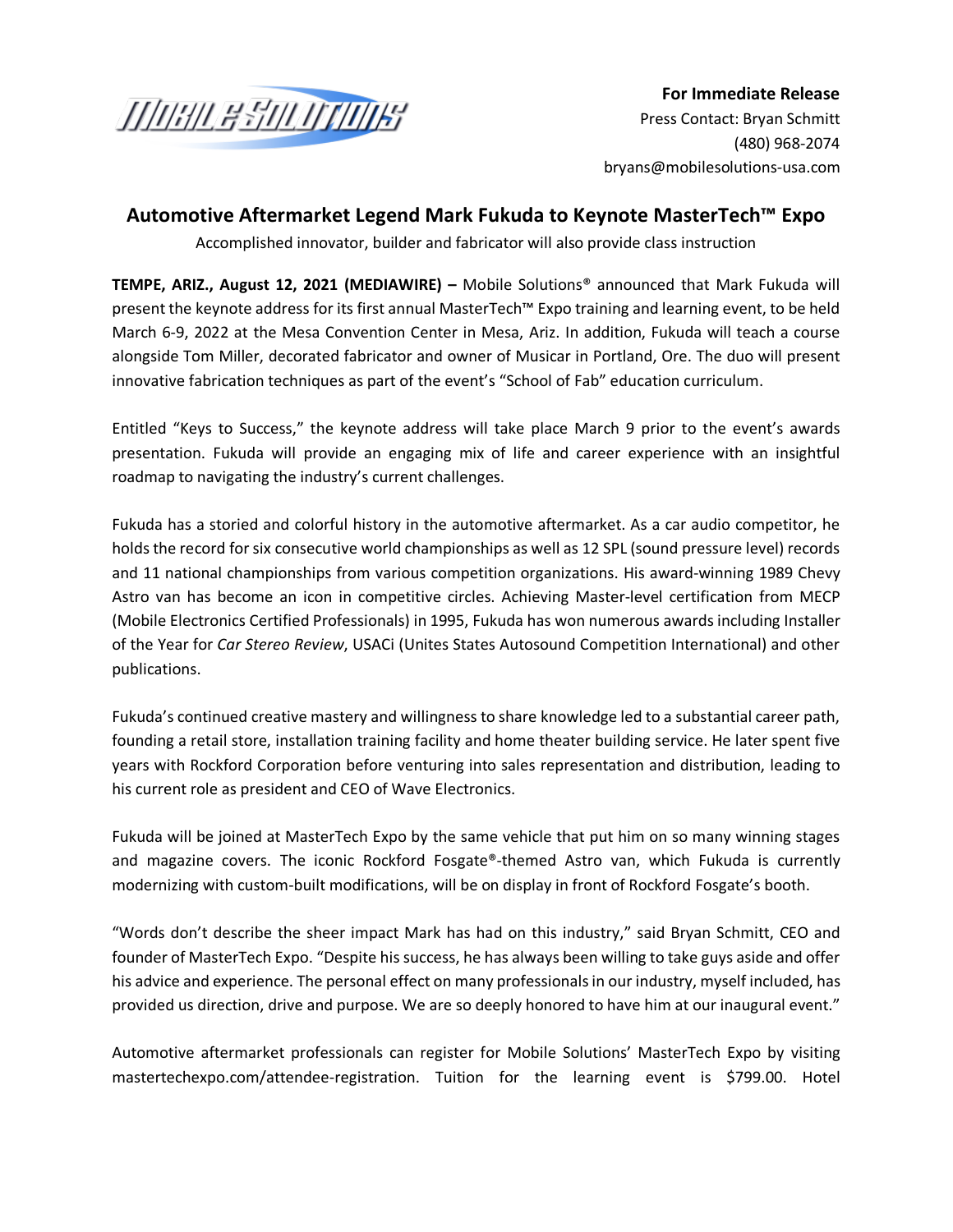**For Immediate Release**
Press Contact: Bryan Schmitt
(480) 968-2074
bryans@mobilesolutions-usa.com

# Automotive Aftermarket Legend Mark Fukuda to Keynote MasterTech™ Expo

Accomplished innovator, builder and fabricator will also provide class instruction

**TEMPE, ARIZ., August 12, 2021 (MEDIAWIRE) –** Mobile Solutions® announced that Mark Fukuda will present the keynote address for its first annual MasterTech™ Expo training and learning event, to be held March 6-9, 2022 at the Mesa Convention Center in Mesa, Ariz. In addition, Fukuda will teach a course alongside Tom Miller, decorated fabricator and owner of Musicar in Portland, Ore. The duo will present innovative fabrication techniques as part of the event's "School of Fab" education curriculum.

Entitled "Keys to Success," the keynote address will take place March 9 prior to the event's awards presentation. Fukuda will provide an engaging mix of life and career experience with an insightful roadmap to navigating the industry's current challenges.

Fukuda has a storied and colorful history in the automotive aftermarket. As a car audio competitor, he holds the record for six consecutive world championships as well as 12 SPL (sound pressure level) records and 11 national championships from various competition organizations. His award-winning 1989 Chevy Astro van has become an icon in competitive circles. Achieving Master-level certification from MECP (Mobile Electronics Certified Professionals) in 1995, Fukuda has won numerous awards including Installer of the Year for *Car Stereo Review*, USACi (Unites States Autosound Competition International) and other publications.

Fukuda's continued creative mastery and willingness to share knowledge led to a substantial career path, founding a retail store, installation training facility and home theater building service. He later spent five years with Rockford Corporation before venturing into sales representation and distribution, leading to his current role as president and CEO of Wave Electronics.

Fukuda will be joined at MasterTech Expo by the same vehicle that put him on so many winning stages and magazine covers. The iconic Rockford Fosgate®-themed Astro van, which Fukuda is currently modernizing with custom-built modifications, will be on display in front of Rockford Fosgate's booth.

"Words don't describe the sheer impact Mark has had on this industry," said Bryan Schmitt, CEO and founder of MasterTech Expo. "Despite his success, he has always been willing to take guys aside and offer his advice and experience. The personal effect on many professionals in our industry, myself included, has provided us direction, drive and purpose. We are so deeply honored to have him at our inaugural event."

Automotive aftermarket professionals can register for Mobile Solutions' MasterTech Expo by visiting mastertechexpo.com/attendee-registration. Tuition for the learning event is $799.00. Hotel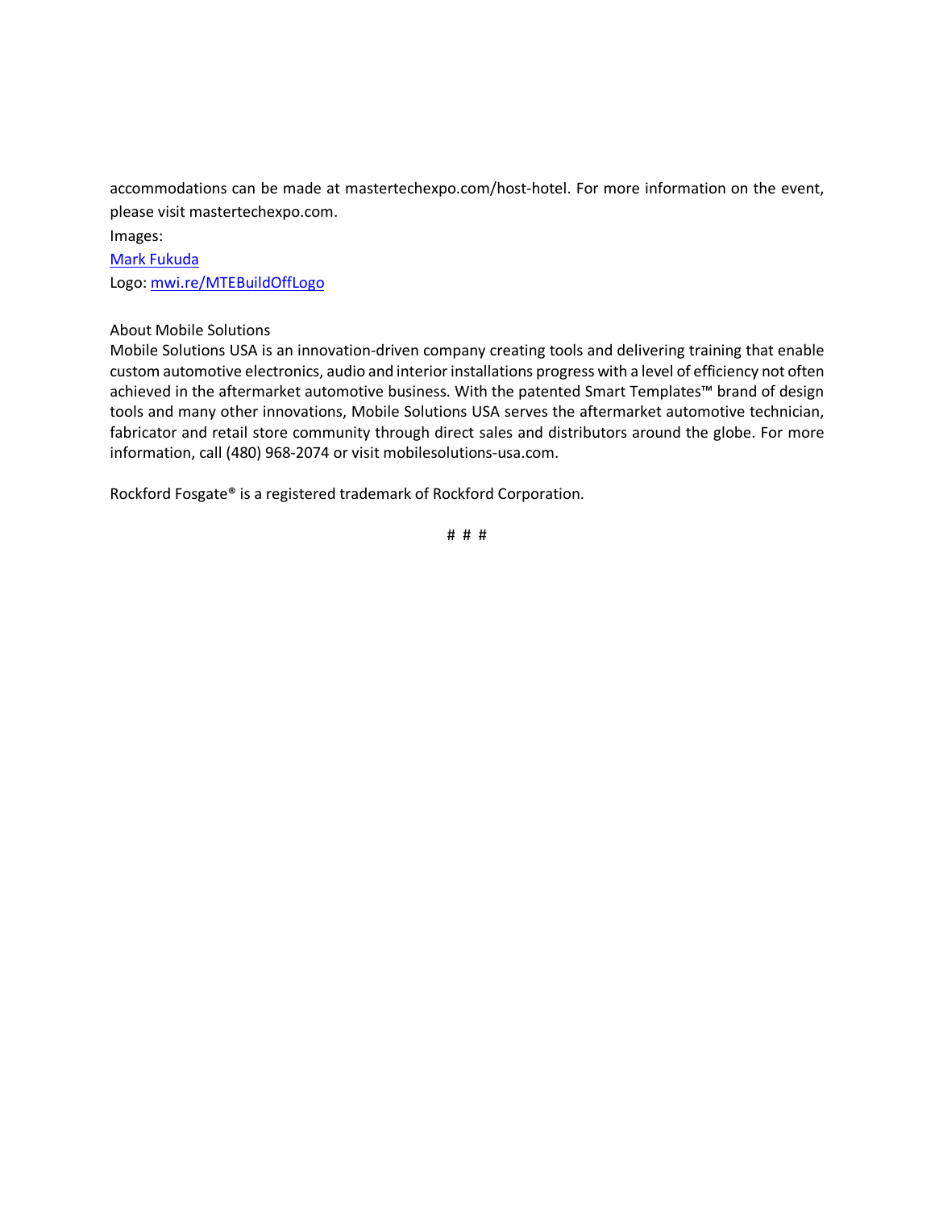accommodations can be made at mastertechexpo.com/host-hotel. For more information on the event, please visit mastertechexpo.com.

Images:

Mark Fukuda

Logo: mwi.re/MTEBuildOffLogo

About Mobile Solutions

Mobile Solutions USA is an innovation-driven company creating tools and delivering training that enable custom automotive electronics, audio and interior installations progress with a level of efficiency not often achieved in the aftermarket automotive business. With the patented Smart Templates™ brand of design tools and many other innovations, Mobile Solutions USA serves the aftermarket automotive technician, fabricator and retail store community through direct sales and distributors around the globe. For more information, call (480) 968-2074 or visit mobilesolutions-usa.com.

Rockford Fosgate® is a registered trademark of Rockford Corporation.

# # #